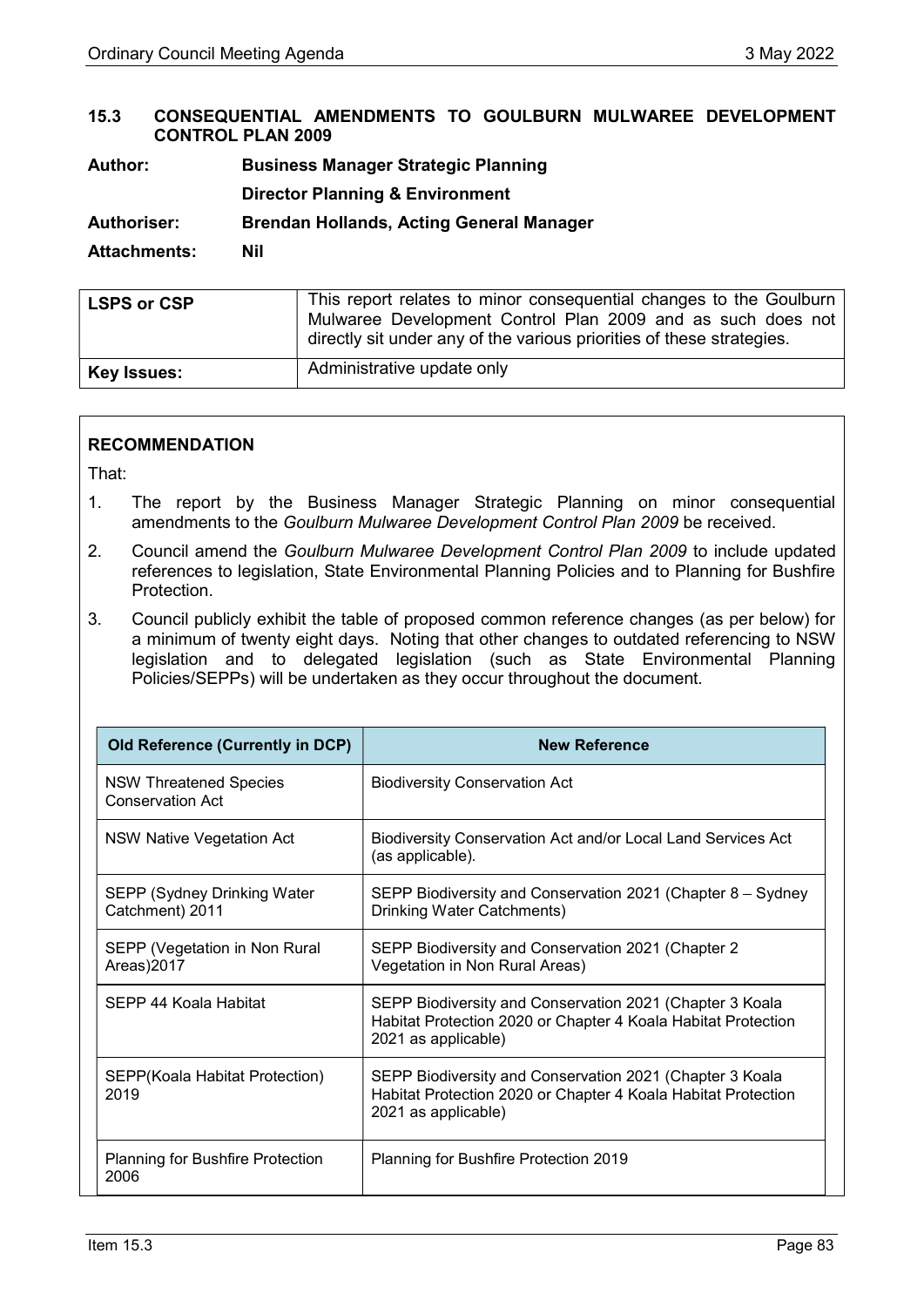## 15.3 CONSEQUENTIAL AMENDMENTS TO GOULBURN MULWAREE DEVELOPMENT CONTROL PLAN 2009

**Author:** Business Manager Strategic Planning

Director Planning & Environment

**Authoriser:** Brendan Hollands, Acting General Manager

**Attachments:** Nil

| | |
|---|---|
| **LSPS or CSP** | This report relates to minor consequential changes to the Goulburn Mulwaree Development Control Plan 2009 and as such does not directly sit under any of the various priorities of these strategies. |
| **Key Issues:** | Administrative update only |

### RECOMMENDATION

That:

1. The report by the Business Manager Strategic Planning on minor consequential amendments to the *Goulburn Mulwaree Development Control Plan 2009* be received.
2. Council amend the *Goulburn Mulwaree Development Control Plan 2009* to include updated references to legislation, State Environmental Planning Policies and to Planning for Bushfire Protection.
3. Council publicly exhibit the table of proposed common reference changes (as per below) for a minimum of twenty eight days. Noting that other changes to outdated referencing to NSW legislation and to delegated legislation (such as State Environmental Planning Policies/SEPPs) will be undertaken as they occur throughout the document.

| Old Reference (Currently in DCP) | New Reference |
|---|---|
| NSW Threatened Species Conservation Act | Biodiversity Conservation Act |
| NSW Native Vegetation Act | Biodiversity Conservation Act and/or Local Land Services Act (as applicable). |
| SEPP (Sydney Drinking Water Catchment) 2011 | SEPP Biodiversity and Conservation 2021 (Chapter 8 – Sydney Drinking Water Catchments) |
| SEPP (Vegetation in Non Rural Areas)2017 | SEPP Biodiversity and Conservation 2021 (Chapter 2 Vegetation in Non Rural Areas) |
| SEPP 44 Koala Habitat | SEPP Biodiversity and Conservation 2021 (Chapter 3 Koala Habitat Protection 2020 or Chapter 4 Koala Habitat Protection 2021 as applicable) |
| SEPP(Koala Habitat Protection) 2019 | SEPP Biodiversity and Conservation 2021 (Chapter 3 Koala Habitat Protection 2020 or Chapter 4 Koala Habitat Protection 2021 as applicable) |
| Planning for Bushfire Protection 2006 | Planning for Bushfire Protection 2019 |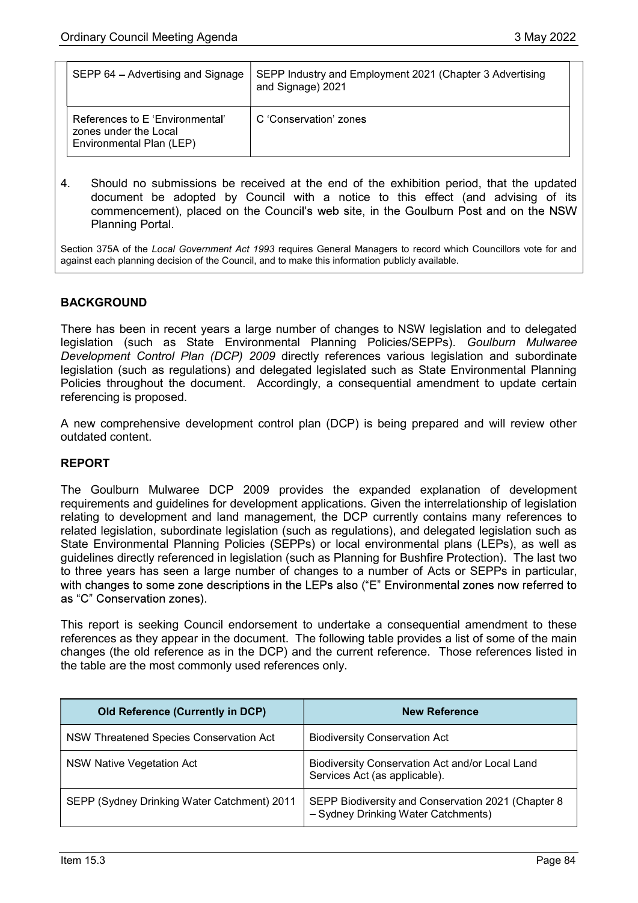| SEPP 64 – Advertising and Signage | SEPP Industry and Employment 2021 (Chapter 3 Advertising and Signage) 2021 |
|---|---|
| References to E 'Environmental' zones under the Local Environmental Plan (LEP) | C 'Conservation' zones |

4. Should no submissions be received at the end of the exhibition period, that the updated document be adopted by Council with a notice to this effect (and advising of its commencement), placed on the Council's web site, in the Goulburn Post and on the NSW Planning Portal.

Section 375A of the *Local Government Act 1993* requires General Managers to record which Councillors vote for and against each planning decision of the Council, and to make this information publicly available.

## BACKGROUND

There has been in recent years a large number of changes to NSW legislation and to delegated legislation (such as State Environmental Planning Policies/SEPPs). *Goulburn Mulwaree Development Control Plan (DCP) 2009* directly references various legislation and subordinate legislation (such as regulations) and delegated legislated such as State Environmental Planning Policies throughout the document. Accordingly, a consequential amendment to update certain referencing is proposed.

A new comprehensive development control plan (DCP) is being prepared and will review other outdated content.

## REPORT

The Goulburn Mulwaree DCP 2009 provides the expanded explanation of development requirements and guidelines for development applications. Given the interrelationship of legislation relating to development and land management, the DCP currently contains many references to related legislation, subordinate legislation (such as regulations), and delegated legislation such as State Environmental Planning Policies (SEPPs) or local environmental plans (LEPs), as well as guidelines directly referenced in legislation (such as Planning for Bushfire Protection). The last two to three years has seen a large number of changes to a number of Acts or SEPPs in particular, with changes to some zone descriptions in the LEPs also ("E" Environmental zones now referred to as "C" Conservation zones).

This report is seeking Council endorsement to undertake a consequential amendment to these references as they appear in the document. The following table provides a list of some of the main changes (the old reference as in the DCP) and the current reference. Those references listed in the table are the most commonly used references only.

| Old Reference (Currently in DCP) | New Reference |
|---|---|
| NSW Threatened Species Conservation Act | Biodiversity Conservation Act |
| NSW Native Vegetation Act | Biodiversity Conservation Act and/or Local Land Services Act (as applicable). |
| SEPP (Sydney Drinking Water Catchment) 2011 | SEPP Biodiversity and Conservation 2021 (Chapter 8 – Sydney Drinking Water Catchments) |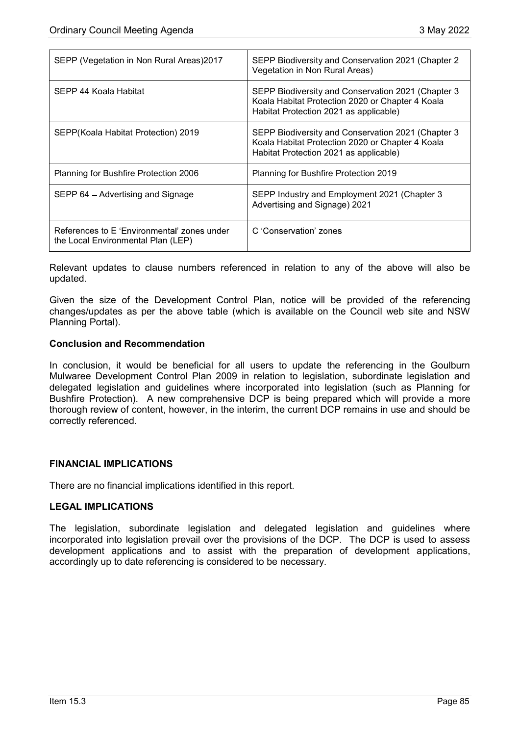| | |
|---|---|
| SEPP (Vegetation in Non Rural Areas)2017 | SEPP Biodiversity and Conservation 2021 (Chapter 2 Vegetation in Non Rural Areas) |
| SEPP 44 Koala Habitat | SEPP Biodiversity and Conservation 2021 (Chapter 3 Koala Habitat Protection 2020 or Chapter 4 Koala Habitat Protection 2021 as applicable) |
| SEPP(Koala Habitat Protection) 2019 | SEPP Biodiversity and Conservation 2021 (Chapter 3 Koala Habitat Protection 2020 or Chapter 4 Koala Habitat Protection 2021 as applicable) |
| Planning for Bushfire Protection 2006 | Planning for Bushfire Protection 2019 |
| SEPP 64 – Advertising and Signage | SEPP Industry and Employment 2021 (Chapter 3 Advertising and Signage) 2021 |
| References to E 'Environmental' zones under the Local Environmental Plan (LEP) | C 'Conservation' zones |

Relevant updates to clause numbers referenced in relation to any of the above will also be updated.

Given the size of the Development Control Plan, notice will be provided of the referencing changes/updates as per the above table (which is available on the Council web site and NSW Planning Portal).

**Conclusion and Recommendation**

In conclusion, it would be beneficial for all users to update the referencing in the Goulburn Mulwaree Development Control Plan 2009 in relation to legislation, subordinate legislation and delegated legislation and guidelines where incorporated into legislation (such as Planning for Bushfire Protection). A new comprehensive DCP is being prepared which will provide a more thorough review of content, however, in the interim, the current DCP remains in use and should be correctly referenced.

**FINANCIAL IMPLICATIONS**

There are no financial implications identified in this report.

**LEGAL IMPLICATIONS**

The legislation, subordinate legislation and delegated legislation and guidelines where incorporated into legislation prevail over the provisions of the DCP. The DCP is used to assess development applications and to assist with the preparation of development applications, accordingly up to date referencing is considered to be necessary.